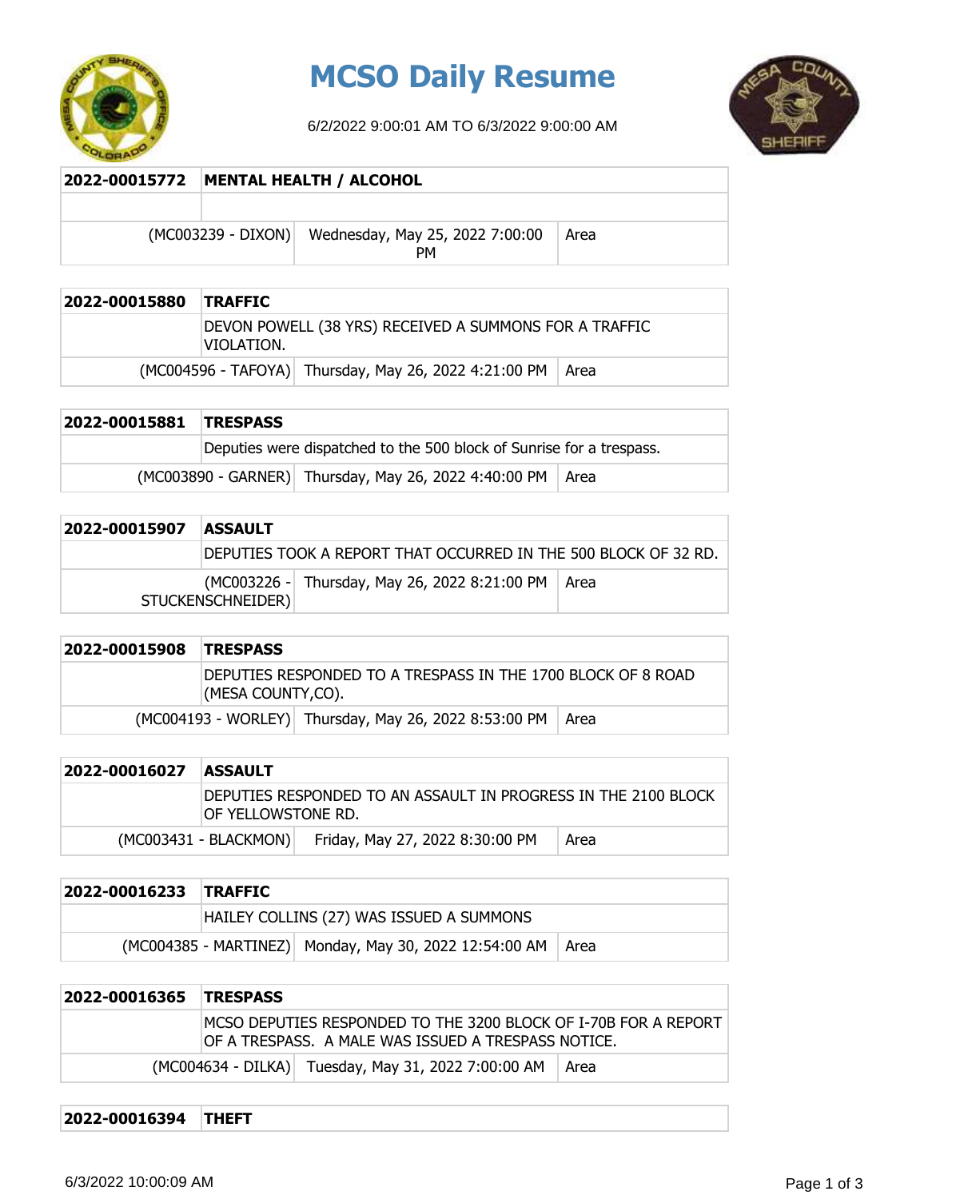# MCSO Daily Resume

6/2/2022 9:00:01 AM TO 6/3/2022 9:00:00 AM

| 2022-00015772 | MENTAL HEALTH / ALCOHOL | |
|---|---|---|
| | | |
| (MC003239 - DIXON) | Wednesday, May 25, 2022 7:00:00 PM | Area |

| 2022-00015880 | TRAFFIC | |
|---|---|---|
| | DEVON POWELL (38 YRS) RECEIVED A SUMMONS FOR A TRAFFIC VIOLATION. | |
| (MC004596 - TAFOYA) | Thursday, May 26, 2022 4:21:00 PM | Area |

| 2022-00015881 | TRESPASS | |
|---|---|---|
| | Deputies were dispatched to the 500 block of Sunrise for a trespass. | |
| (MC003890 - GARNER) | Thursday, May 26, 2022 4:40:00 PM | Area |

| 2022-00015907 | ASSAULT | |
|---|---|---|
| | DEPUTIES TOOK A REPORT THAT OCCURRED IN THE 500 BLOCK OF 32 RD. | |
| (MC003226 - STUCKENSCHNEIDER) | Thursday, May 26, 2022 8:21:00 PM | Area |

| 2022-00015908 | TRESPASS | |
|---|---|---|
| | DEPUTIES RESPONDED TO A TRESPASS IN THE 1700 BLOCK OF 8 ROAD (MESA COUNTY,CO). | |
| (MC004193 - WORLEY) | Thursday, May 26, 2022 8:53:00 PM | Area |

| 2022-00016027 | ASSAULT | |
|---|---|---|
| | DEPUTIES RESPONDED TO AN ASSAULT IN PROGRESS IN THE 2100 BLOCK OF YELLOWSTONE RD. | |
| (MC003431 - BLACKMON) | Friday, May 27, 2022 8:30:00 PM | Area |

| 2022-00016233 | TRAFFIC | |
|---|---|---|
| | HAILEY COLLINS (27) WAS ISSUED A SUMMONS | |
| (MC004385 - MARTINEZ) | Monday, May 30, 2022 12:54:00 AM | Area |

| 2022-00016365 | TRESPASS | |
|---|---|---|
| | MCSO DEPUTIES RESPONDED TO THE 3200 BLOCK OF I-70B FOR A REPORT OF A TRESPASS. A MALE WAS ISSUED A TRESPASS NOTICE. | |
| (MC004634 - DILKA) | Tuesday, May 31, 2022 7:00:00 AM | Area |

| 2022-00016394 | THEFT |
|---|---|

6/3/2022 10:00:09 AM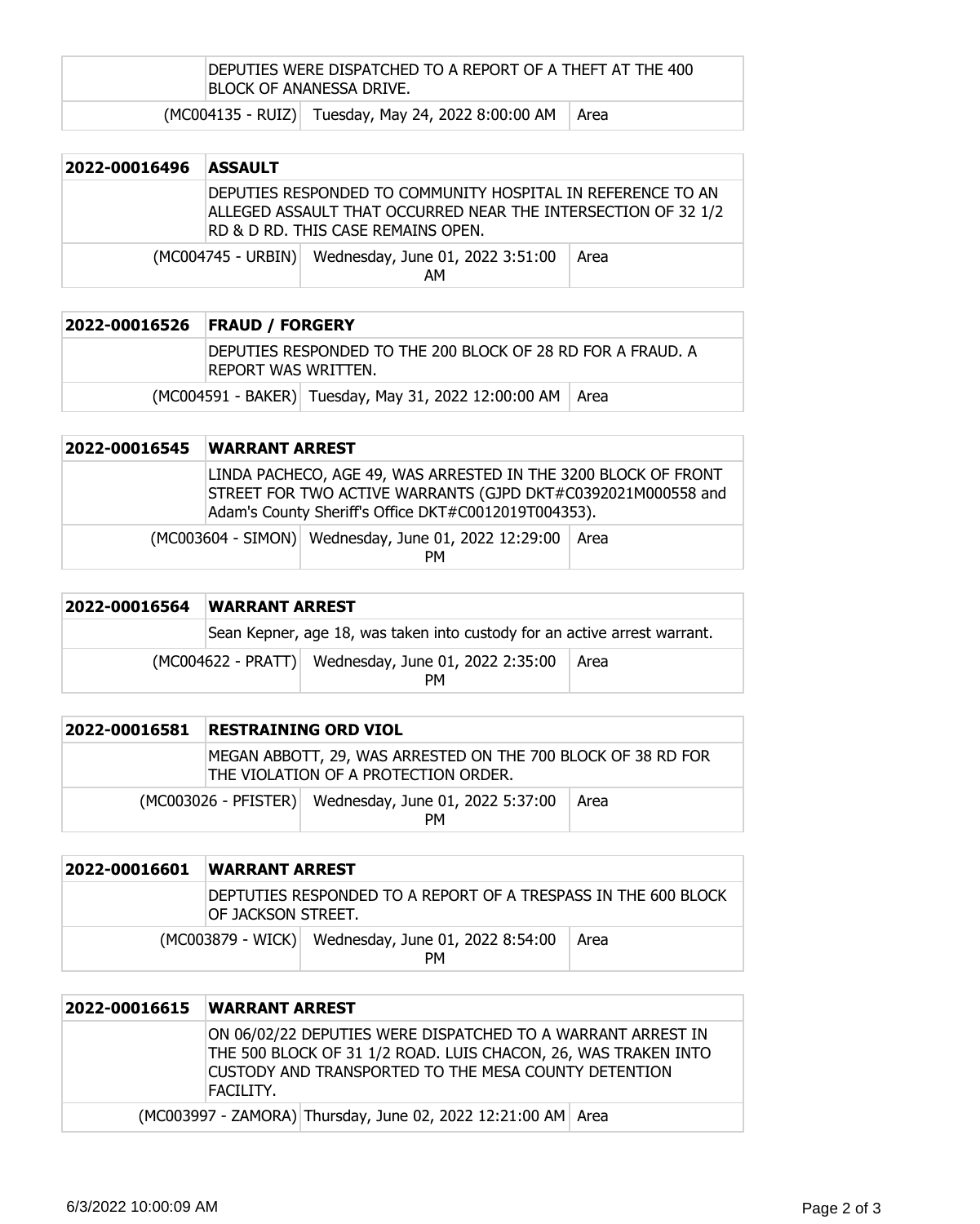| | | | |
|---|---|---|---|
| | DEPUTIES WERE DISPATCHED TO A REPORT OF A THEFT AT THE 400 BLOCK OF ANANESSA DRIVE. | | |
| | (MC004135 - RUIZ) | Tuesday, May 24, 2022 8:00:00 AM | Area |

| 2022-00016496 | ASSAULT | | |
|---|---|---|---|
| | DEPUTIES RESPONDED TO COMMUNITY HOSPITAL IN REFERENCE TO AN ALLEGED ASSAULT THAT OCCURRED NEAR THE INTERSECTION OF 32 1/2 RD & D RD. THIS CASE REMAINS OPEN. | | |
| | (MC004745 - URBIN) | Wednesday, June 01, 2022 3:51:00 AM | Area |

| 2022-00016526 | FRAUD / FORGERY | | |
|---|---|---|---|
| | DEPUTIES RESPONDED TO THE 200 BLOCK OF 28 RD FOR A FRAUD. A REPORT WAS WRITTEN. | | |
| | (MC004591 - BAKER) | Tuesday, May 31, 2022 12:00:00 AM | Area |

| 2022-00016545 | WARRANT ARREST | | |
|---|---|---|---|
| | LINDA PACHECO, AGE 49, WAS ARRESTED IN THE 3200 BLOCK OF FRONT STREET FOR TWO ACTIVE WARRANTS (GJPD DKT#C0392021M000558 and Adam's County Sheriff's Office DKT#C0012019T004353). | | |
| | (MC003604 - SIMON) | Wednesday, June 01, 2022 12:29:00 PM | Area |

| 2022-00016564 | WARRANT ARREST | | |
|---|---|---|---|
| | Sean Kepner, age 18, was taken into custody for an active arrest warrant. | | |
| | (MC004622 - PRATT) | Wednesday, June 01, 2022 2:35:00 PM | Area |

| 2022-00016581 | RESTRAINING ORD VIOL | | |
|---|---|---|---|
| | MEGAN ABBOTT, 29, WAS ARRESTED ON THE 700 BLOCK OF 38 RD FOR THE VIOLATION OF A PROTECTION ORDER. | | |
| | (MC003026 - PFISTER) | Wednesday, June 01, 2022 5:37:00 PM | Area |

| 2022-00016601 | WARRANT ARREST | | |
|---|---|---|---|
| | DEPTUTIES RESPONDED TO A REPORT OF A TRESPASS IN THE 600 BLOCK OF JACKSON STREET. | | |
| | (MC003879 - WICK) | Wednesday, June 01, 2022 8:54:00 PM | Area |

| 2022-00016615 | WARRANT ARREST | | |
|---|---|---|---|
| | ON 06/02/22 DEPUTIES WERE DISPATCHED TO A WARRANT ARREST IN THE 500 BLOCK OF 31 1/2 ROAD. LUIS CHACON, 26, WAS TRAKEN INTO CUSTODY AND TRANSPORTED TO THE MESA COUNTY DETENTION FACILITY. | | |
| | (MC003997 - ZAMORA) | Thursday, June 02, 2022 12:21:00 AM | Area |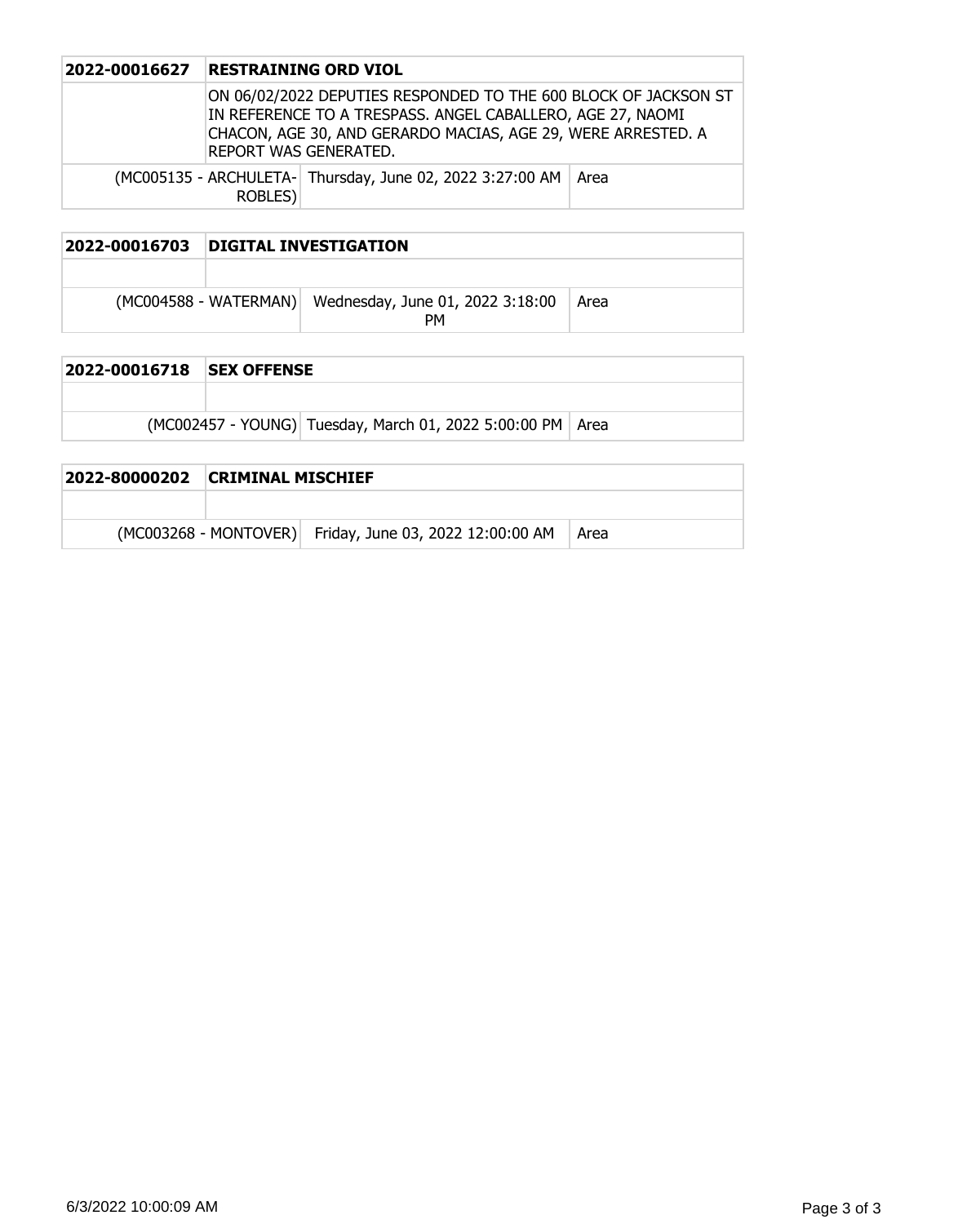| 2022-00016627 | RESTRAINING ORD VIOL | | |
|---|---|---|---|
| | ON 06/02/2022 DEPUTIES RESPONDED TO THE 600 BLOCK OF JACKSON ST IN REFERENCE TO A TRESPASS. ANGEL CABALLERO, AGE 27, NAOMI CHACON, AGE 30, AND GERARDO MACIAS, AGE 29, WERE ARRESTED. A REPORT WAS GENERATED. | | |
| | (MC005135 - ARCHULETA-ROBLES) | Thursday, June 02, 2022 3:27:00 AM | Area |

| 2022-00016703 | DIGITAL INVESTIGATION | | |
|---|---|---|---|
| | | | |
| | (MC004588 - WATERMAN) | Wednesday, June 01, 2022 3:18:00 PM | Area |

| 2022-00016718 | SEX OFFENSE | | |
|---|---|---|---|
| | | | |
| | (MC002457 - YOUNG) | Tuesday, March 01, 2022 5:00:00 PM | Area |

| 2022-80000202 | CRIMINAL MISCHIEF | | |
|---|---|---|---|
| | | | |
| | (MC003268 - MONTOVER) | Friday, June 03, 2022 12:00:00 AM | Area |

6/3/2022 10:00:09 AM